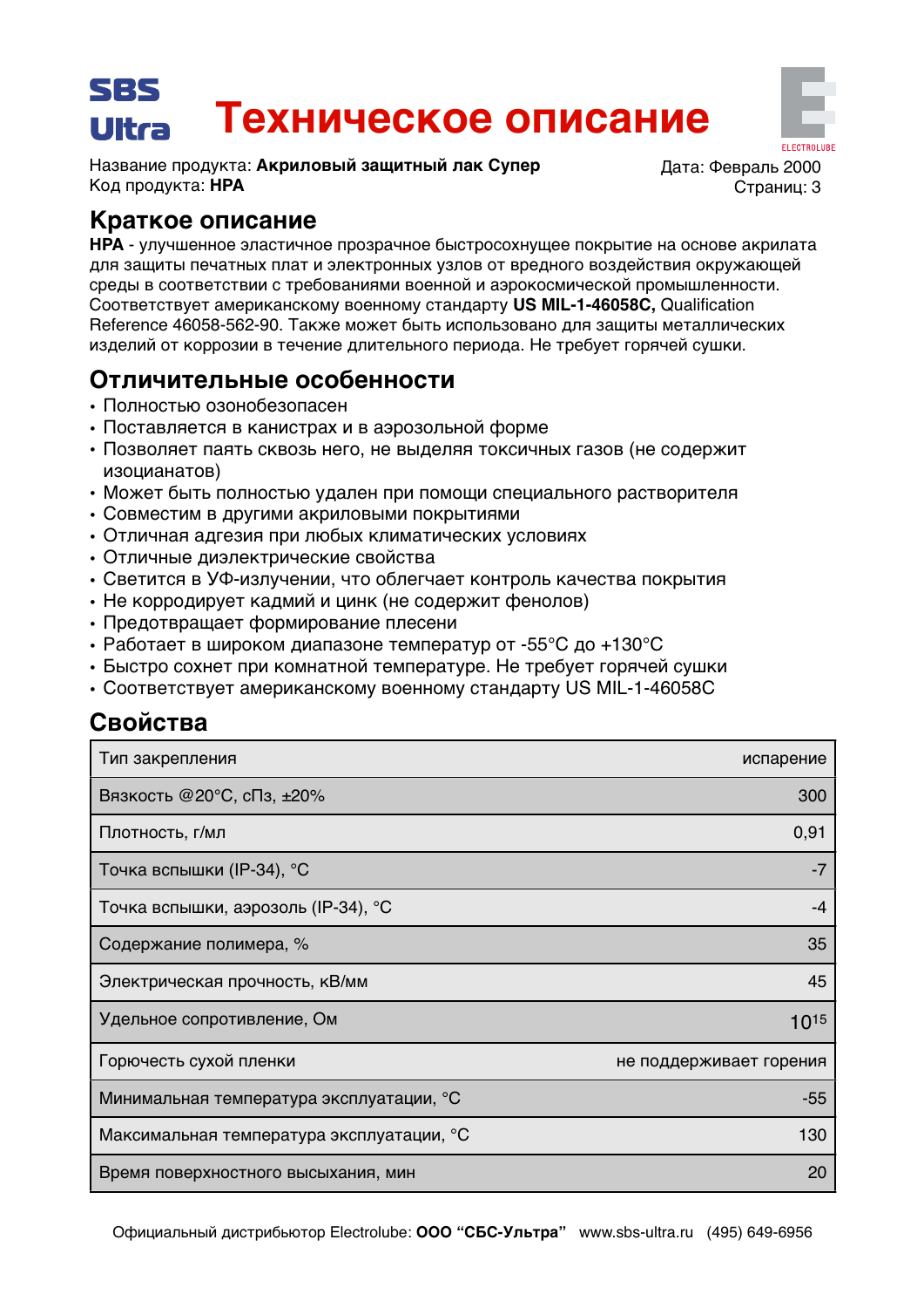SBS Ultra

# Техническое описание

ELECTROLUBE

Название продукта: **Акриловый защитный лак Супер**
Код продукта: **HPA**

Дата: Февраль 2000
Страниц: 3

## Краткое описание

**HPA** - улучшенное эластичное прозрачное быстросохнущее покрытие на основе акрилата для защиты печатных плат и электронных узлов от вредного воздействия окружающей среды в соответствии с требованиями военной и аэрокосмической промышленности. Соответствует американскому военному стандарту **US MIL-1-46058C,** Qualification Reference 46058-562-90. Также может быть использовано для защиты металлических изделий от коррозии в течение длительного периода. Не требует горячей сушки.

## Отличительные особенности

- Полностью озонобезопасен
- Поставляется в канистрах и в аэрозольной форме
- Позволяет паять сквозь него, не выделяя токсичных газов (не содержит изоцианатов)
- Может быть полностью удален при помощи специального растворителя
- Совместим в другими акриловыми покрытиями
- Отличная адгезия при любых климатических условиях
- Отличные диэлектрические свойства
- Светится в УФ-излучении, что облегчает контроль качества покрытия
- Не корродирует кадмий и цинк (не содержит фенолов)
- Предотвращает формирование плесени
- Работает в широком диапазоне температур от -55°C до +130°C
- Быстро сохнет при комнатной температуре. Не требует горячей сушки
- Соответствует американскому военному стандарту US MIL-1-46058C

## Свойства

| Свойство | Значение |
|---|---|
| Тип закрепления | испарение |
| Вязкость @20°C, сПз, ±20% | 300 |
| Плотность, г/мл | 0,91 |
| Точка вспышки (IP-34), °C | -7 |
| Точка вспышки, аэрозоль (IP-34), °C | -4 |
| Содержание полимера, % | 35 |
| Электрическая прочность, кВ/мм | 45 |
| Удельное сопротивление, Ом | $10^{15}$ |
| Горючесть сухой пленки | не поддерживает горения |
| Минимальная температура эксплуатации, °C | -55 |
| Максимальная температура эксплуатации, °C | 130 |
| Время поверхностного высыхания, мин | 20 |

Официальный дистрибьютор Electrolube: **ООО “СБС-Ультра”** www.sbs-ultra.ru (495) 649-6956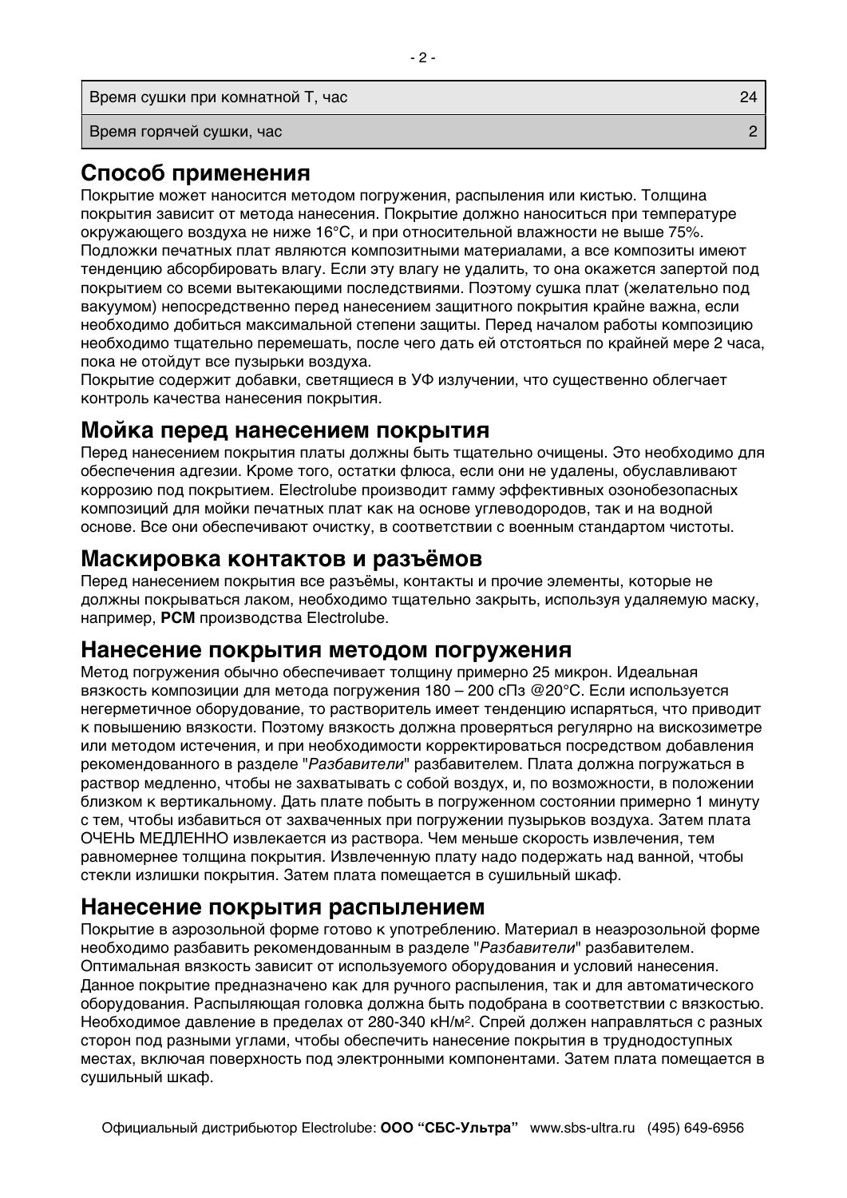| | |
|---|---|
| Время сушки при комнатной Т, час | 24 |
| Время горячей сушки, час | 2 |

## Способ применения

Покрытие может наносится методом погружения, распыления или кистью. Толщина покрытия зависит от метода нанесения. Покрытие должно наноситься при температуре окружающего воздуха не ниже 16°C, и при относительной влажности не выше 75%. Подложки печатных плат являются композитными материалами, а все композиты имеют тенденцию абсорбировать влагу. Если эту влагу не удалить, то она окажется запертой под покрытием со всеми вытекающими последствиями. Поэтому сушка плат (желательно под вакуумом) непосредственно перед нанесением защитного покрытия крайне важна, если необходимо добиться максимальной степени защиты. Перед началом работы композицию необходимо тщательно перемешать, после чего дать ей отстояться по крайней мере 2 часа, пока не отойдут все пузырьки воздуха.

Покрытие содержит добавки, светящиеся в УФ излучении, что существенно облегчает контроль качества нанесения покрытия.

## Мойка перед нанесением покрытия

Перед нанесением покрытия платы должны быть тщательно очищены. Это необходимо для обеспечения адгезии. Кроме того, остатки флюса, если они не удалены, обуславливают коррозию под покрытием. Electrolube производит гамму эффективных озонобезопасных композиций для мойки печатных плат как на основе углеводородов, так и на водной основе. Все они обеспечивают очистку, в соответствии с военным стандартом чистоты.

## Маскировка контактов и разъёмов

Перед нанесением покрытия все разъёмы, контакты и прочие элементы, которые не должны покрываться лаком, необходимо тщательно закрыть, используя удаляемую маску, например, **PCM** производства Electrolube.

## Нанесение покрытия методом погружения

Метод погружения обычно обеспечивает толщину примерно 25 микрон. Идеальная вязкость композиции для метода погружения 180 – 200 сПз @20°C. Если используется негерметичное оборудование, то растворитель имеет тенденцию испаряться, что приводит к повышению вязкости. Поэтому вязкость должна проверяться регулярно на вискозиметре или методом истечения, и при необходимости корректироваться посредством добавления рекомендованного в разделе "*Разбавители*" разбавителем. Плата должна погружаться в раствор медленно, чтобы не захватывать с собой воздух, и, по возможности, в положении близком к вертикальному. Дать плате побыть в погруженном состоянии примерно 1 минуту с тем, чтобы избавиться от захваченных при погружении пузырьков воздуха. Затем плата ОЧЕНЬ МЕДЛЕННО извлекается из раствора. Чем меньше скорость извлечения, тем равномернее толщина покрытия. Извлеченную плату надо подержать над ванной, чтобы стекли излишки покрытия. Затем плата помещается в сушильный шкаф.

## Нанесение покрытия распылением

Покрытие в аэрозольной форме готово к употреблению. Материал в неаэрозольной форме необходимо разбавить рекомендованным в разделе "*Разбавители*" разбавителем. Оптимальная вязкость зависит от используемого оборудования и условий нанесения. Данное покрытие предназначено как для ручного распыления, так и для автоматического оборудования. Распыляющая головка должна быть подобрана в соответствии с вязкостью. Необходимое давление в пределах от 280-340 кН/м$^2$. Спрей должен направляться с разных сторон под разными углами, чтобы обеспечить нанесение покрытия в труднодоступных местах, включая поверхность под электронными компонентами. Затем плата помещается в сушильный шкаф.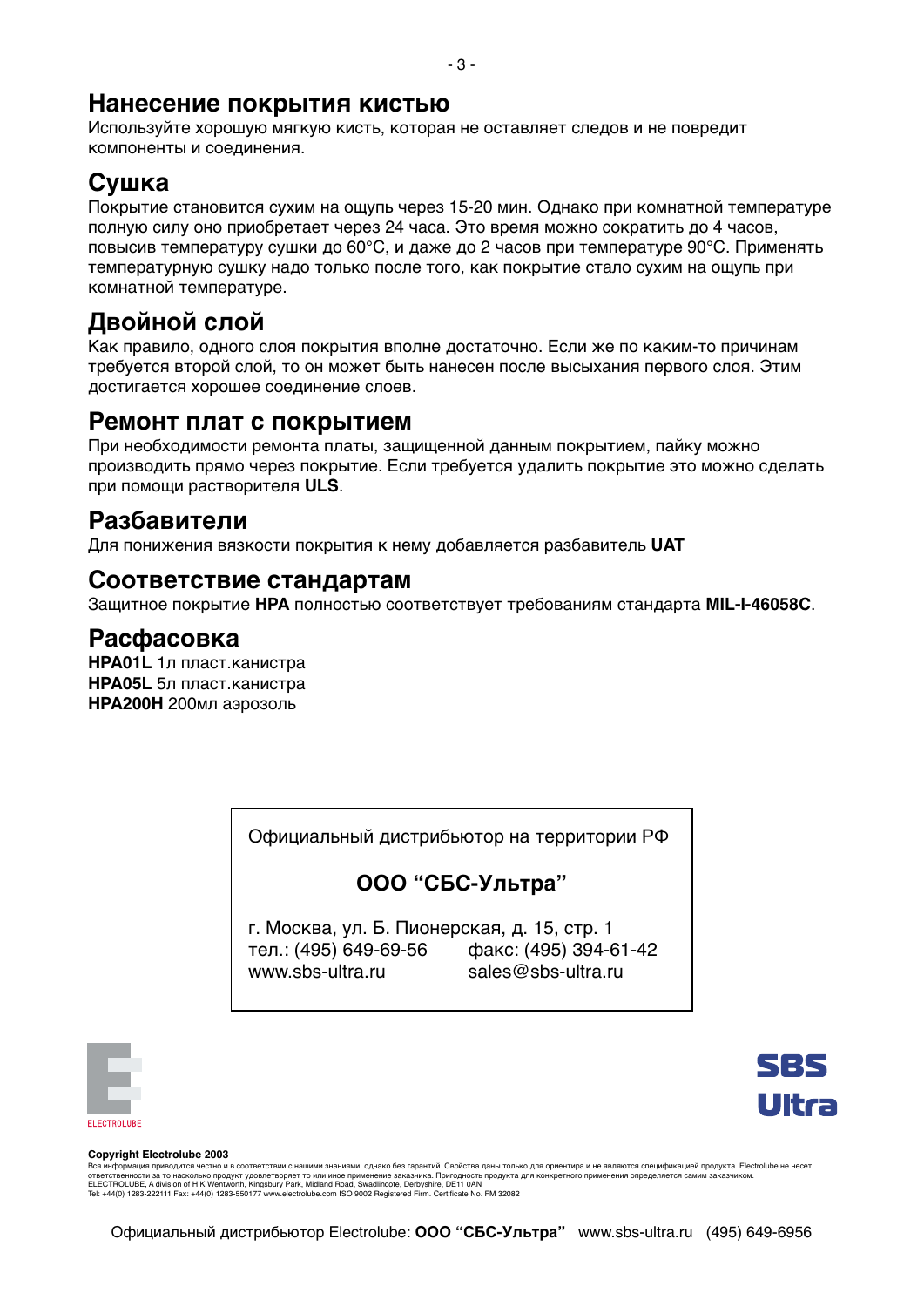## Нанесение покрытия кистью

Используйте хорошую мягкую кисть, которая не оставляет следов и не повредит компоненты и соединения.

## Сушка

Покрытие становится сухим на ощупь через 15-20 мин. Однако при комнатной температуре полную силу оно приобретает через 24 часа. Это время можно сократить до 4 часов, повысив температуру сушки до 60°С, и даже до 2 часов при температуре 90°С. Применять температурную сушку надо только после того, как покрытие стало сухим на ощупь при комнатной температуре.

## Двойной слой

Как правило, одного слоя покрытия вполне достаточно. Если же по каким-то причинам требуется второй слой, то он может быть нанесен после высыхания первого слоя. Этим достигается хорошее соединение слоев.

## Ремонт плат с покрытием

При необходимости ремонта платы, защищенной данным покрытием, пайку можно производить прямо через покрытие. Если требуется удалить покрытие это можно сделать при помощи растворителя **ULS**.

## Разбавители

Для понижения вязкости покрытия к нему добавляется разбавитель **UAT**

## Соответствие стандартам

Защитное покрытие **HPA** полностью соответствует требованиям стандарта **MIL-I-46058C**.

## Расфасовка

**HPA01L** 1л пласт.канистра
**HPA05L** 5л пласт.канистра
**HPA200H** 200мл аэрозоль

Официальный дистрибьютор на территории РФ

**ООО "СБС-Ультра"**

г. Москва, ул. Б. Пионерская, д. 15, стр. 1
тел.: (495) 649-69-56 факс: (495) 394-61-42
www.sbs-ultra.ru sales@sbs-ultra.ru

ELECTROLUBE

SBS Ultra

**Copyright Electrolube 2003**
Вся информация приводится честно и в соответствии с нашими знаниями, однако без гарантий. Свойства даны только для ориентира и не являются спецификацией продукта. Electrolube не несет ответственности за то насколько продукт удовлетворяет то или иное применение заказчика. Пригодность продукта для конкретного применения определяется самим заказчиком.
ELECTROLUBE, A division of H K Wentworth, Kingsbury Park, Midland Road, Swadlincote, Derbyshire, DE11 0AN
Tel: +44(0) 1283-222111 Fax: +44(0) 1283-550177 www.electrolube.com ISO 9002 Registered Firm. Certificate No. FM 32082

Официальный дистрибьютор Electrolube: **ООО "СБС-Ультра"** www.sbs-ultra.ru (495) 649-6956